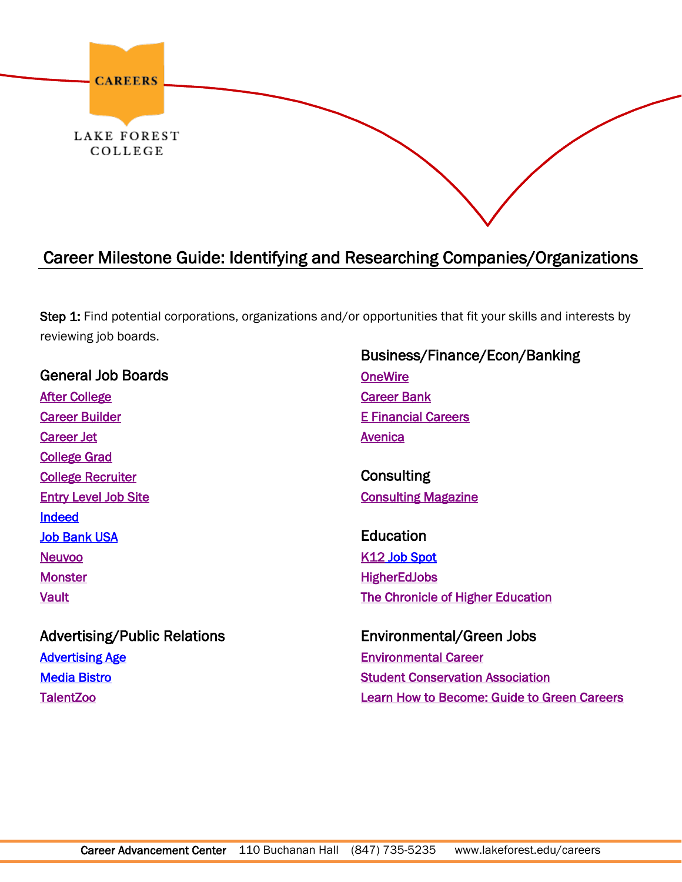CAREERS

LAKE FOREST COLLEGE

# Career Milestone Guide: Identifying and Researching Companies/Organizations

**Step 1:** Find potential corporations, organizations and/or opportunities that fit your skills and interests by reviewing job boards.

## General Job Boards

- After College
- Career Builder
- Career Jet
- College Grad
- College Recruiter
- Entry Level Job Site
- Indeed
- Job Bank USA
- Neuvoo
- Monster
- Vault

## Advertising/Public Relations

- Advertising Age
- Media Bistro
- TalentZoo

## Business/Finance/Econ/Banking

- OneWire
- Career Bank
- E Financial Careers
- Avenica

## Consulting

- Consulting Magazine

## Education

- K12 Job Spot
- HigherEdJobs
- The Chronicle of Higher Education

## Environmental/Green Jobs

- Environmental Career
- Student Conservation Association
- Learn How to Become: Guide to Green Careers

**Career Advancement Center** 110 Buchanan Hall (847) 735-5235 www.lakeforest.edu/careers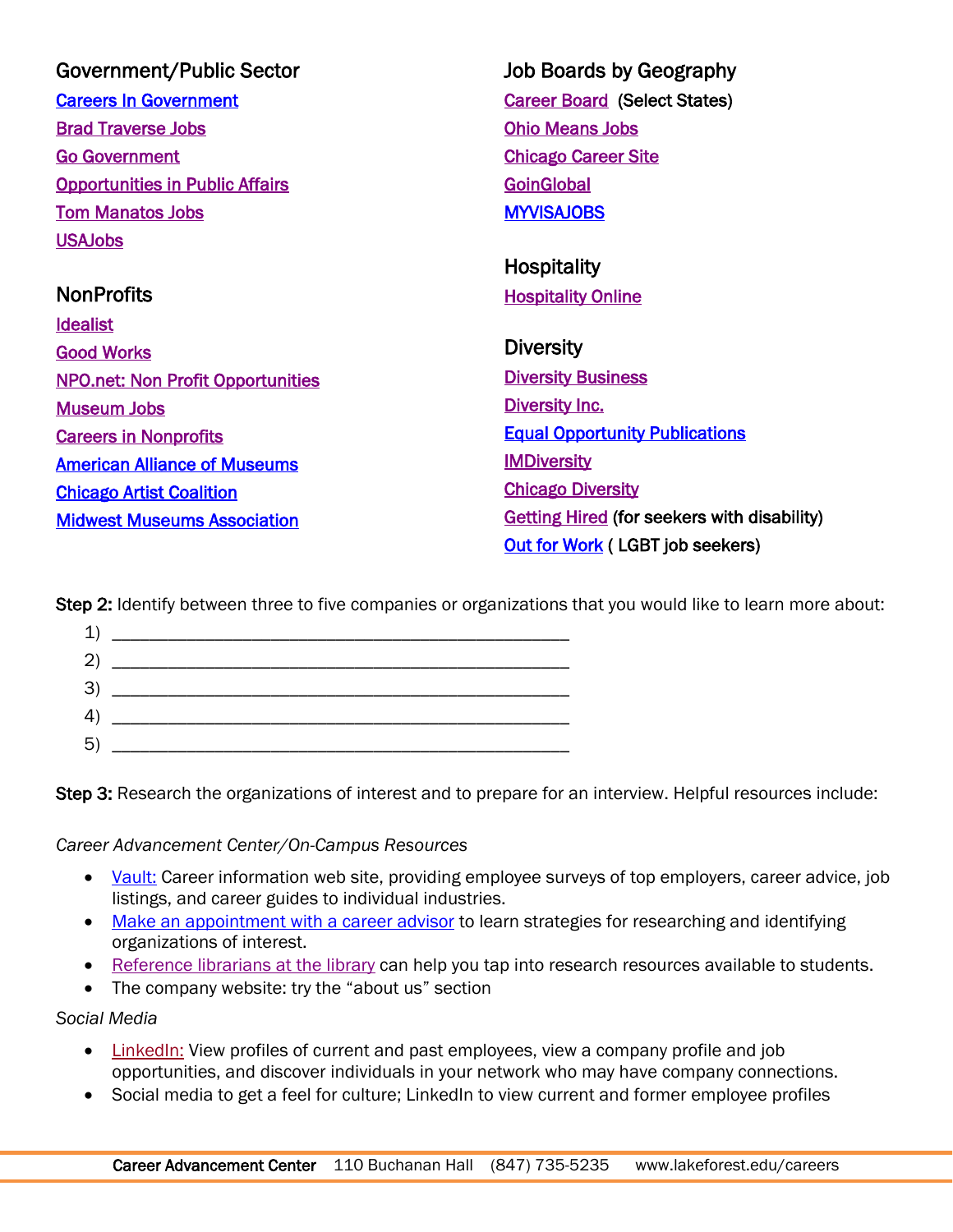## Government/Public Sector

[Careers In Government]

[Brad Traverse Jobs]

[Go Government]

[Opportunities in Public Affairs]

[Tom Manatos Jobs]

[USAJobs]

## NonProfits

[Idealist]

[Good Works]

[NPO.net: Non Profit Opportunities]

[Museum Jobs]

[Careers in Nonprofits]

[American Alliance of Museums]

[Chicago Artist Coalition]

[Midwest Museums Association]

## Job Boards by Geography

[Career Board] (Select States)

[Ohio Means Jobs]

[Chicago Career Site]

[GoinGlobal]

[MYVISAJOBS]

## Hospitality

[Hospitality Online]

## Diversity

[Diversity Business]

[Diversity Inc.]

[Equal Opportunity Publications]

[IMDiversity]

[Chicago Diversity]

[Getting Hired] (for seekers with disability)

[Out for Work] ( LGBT job seekers)

**Step 2:** Identify between three to five companies or organizations that you would like to learn more about:

1) ______________________________________________
2) ______________________________________________
3) ______________________________________________
4) ______________________________________________
5) ______________________________________________

**Step 3:** Research the organizations of interest and to prepare for an interview. Helpful resources include:

*Career Advancement Center/On-Campus Resources*

- Vault: Career information web site, providing employee surveys of top employers, career advice, job listings, and career guides to individual industries.
- Make an appointment with a career advisor to learn strategies for researching and identifying organizations of interest.
- Reference librarians at the library can help you tap into research resources available to students.
- The company website: try the "about us" section

*Social Media*

- LinkedIn: View profiles of current and past employees, view a company profile and job opportunities, and discover individuals in your network who may have company connections.
- Social media to get a feel for culture; LinkedIn to view current and former employee profiles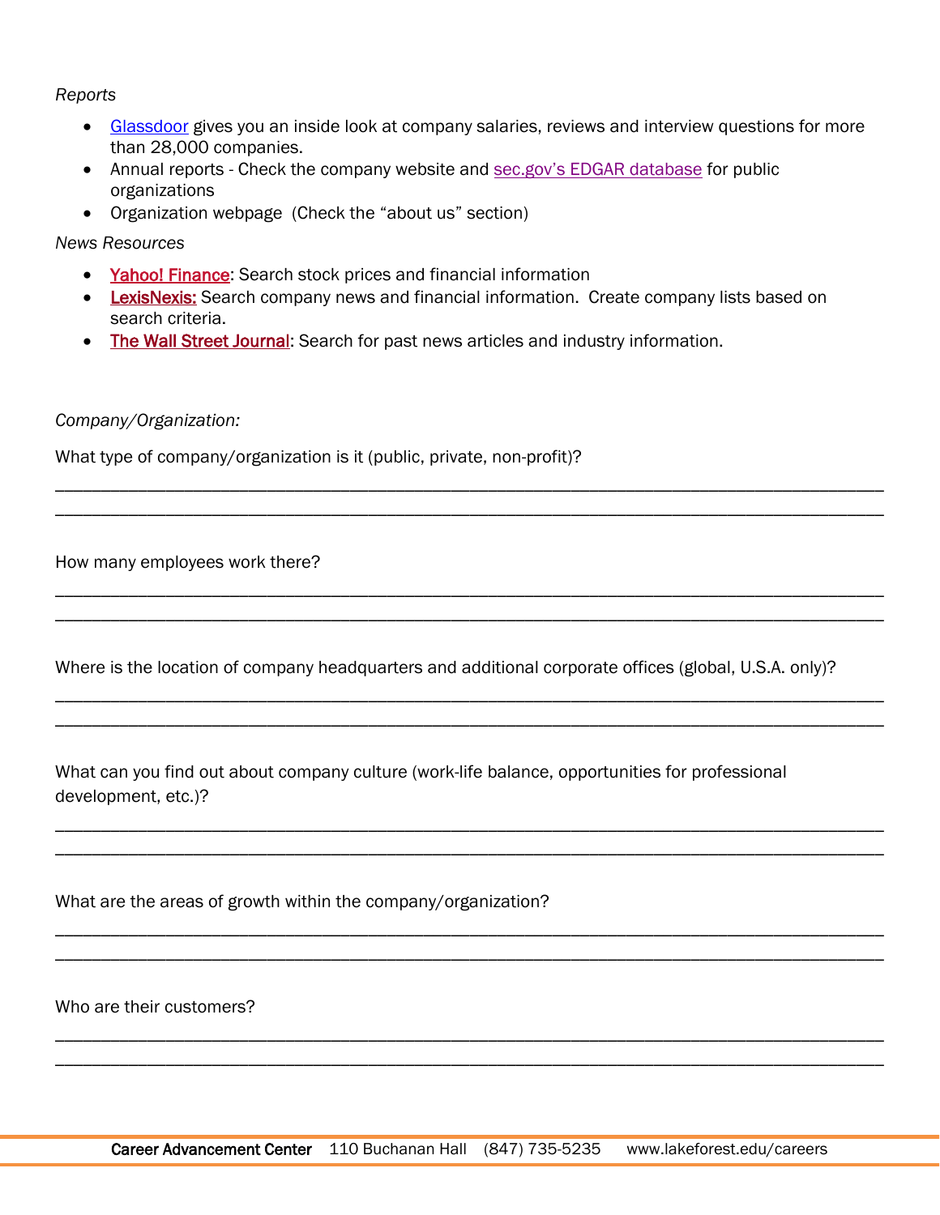*Reports*

- Glassdoor gives you an inside look at company salaries, reviews and interview questions for more than 28,000 companies.
- Annual reports - Check the company website and sec.gov's EDGAR database for public organizations
- Organization webpage (Check the "about us" section)

*News Resources*

- Yahoo! Finance: Search stock prices and financial information
- LexisNexis: Search company news and financial information. Create company lists based on search criteria.
- The Wall Street Journal: Search for past news articles and industry information.

*Company/Organization:*

What type of company/organization is it (public, private, non-profit)?

______________________________________________________________________________________

______________________________________________________________________________________

How many employees work there?

______________________________________________________________________________________

______________________________________________________________________________________

Where is the location of company headquarters and additional corporate offices (global, U.S.A. only)?

______________________________________________________________________________________

______________________________________________________________________________________

What can you find out about company culture (work-life balance, opportunities for professional development, etc.)?

______________________________________________________________________________________

______________________________________________________________________________________

What are the areas of growth within the company/organization?

______________________________________________________________________________________

______________________________________________________________________________________

Who are their customers?

______________________________________________________________________________________

______________________________________________________________________________________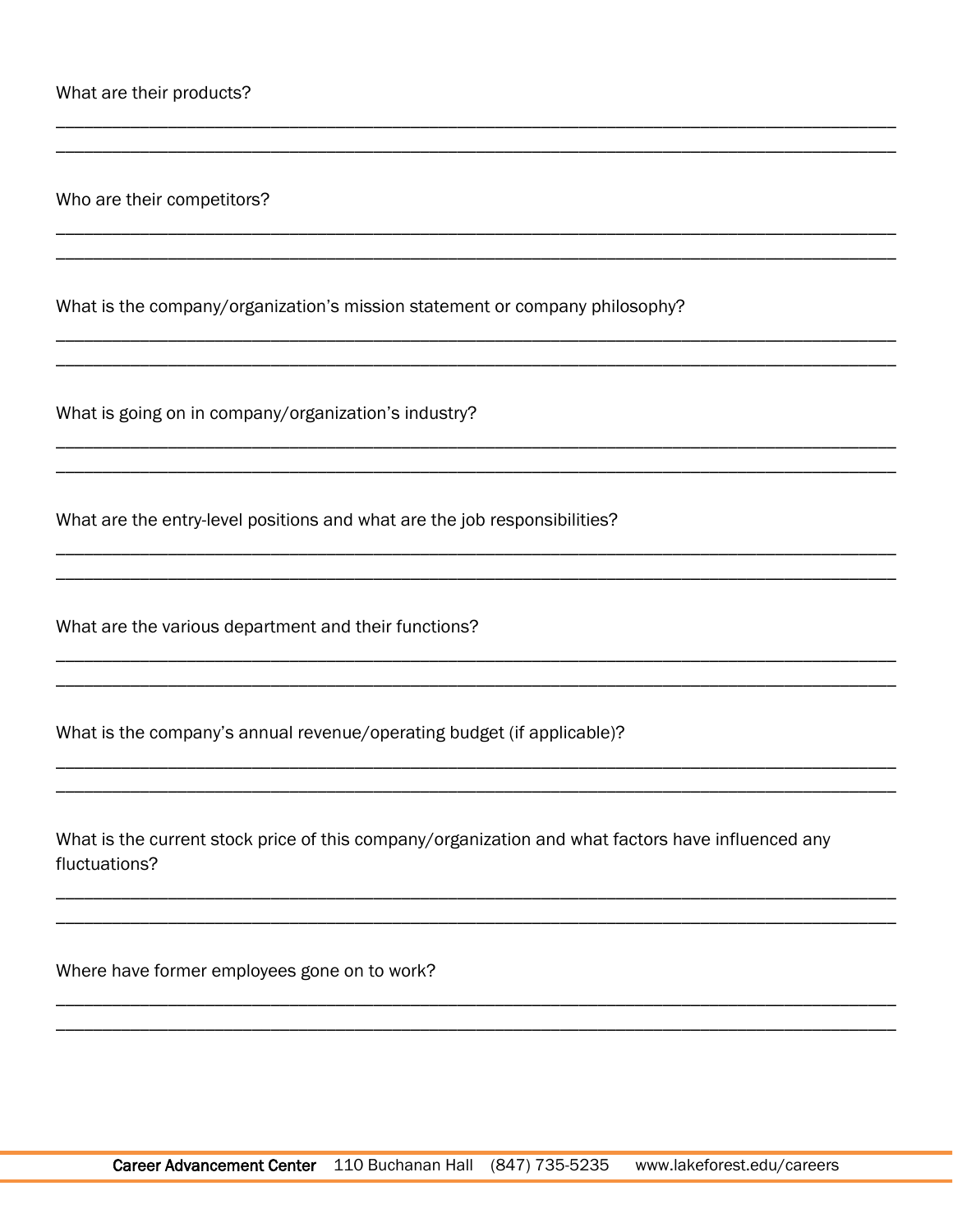What are their products?

______________________________________________________________________________________

______________________________________________________________________________________

Who are their competitors?

______________________________________________________________________________________

______________________________________________________________________________________

What is the company/organization's mission statement or company philosophy?

______________________________________________________________________________________

______________________________________________________________________________________

What is going on in company/organization's industry?

______________________________________________________________________________________

______________________________________________________________________________________

What are the entry-level positions and what are the job responsibilities?

______________________________________________________________________________________

______________________________________________________________________________________

What are the various department and their functions?

______________________________________________________________________________________

______________________________________________________________________________________

What is the company's annual revenue/operating budget (if applicable)?

______________________________________________________________________________________

______________________________________________________________________________________

What is the current stock price of this company/organization and what factors have influenced any fluctuations?

______________________________________________________________________________________

______________________________________________________________________________________

Where have former employees gone on to work?

______________________________________________________________________________________

______________________________________________________________________________________